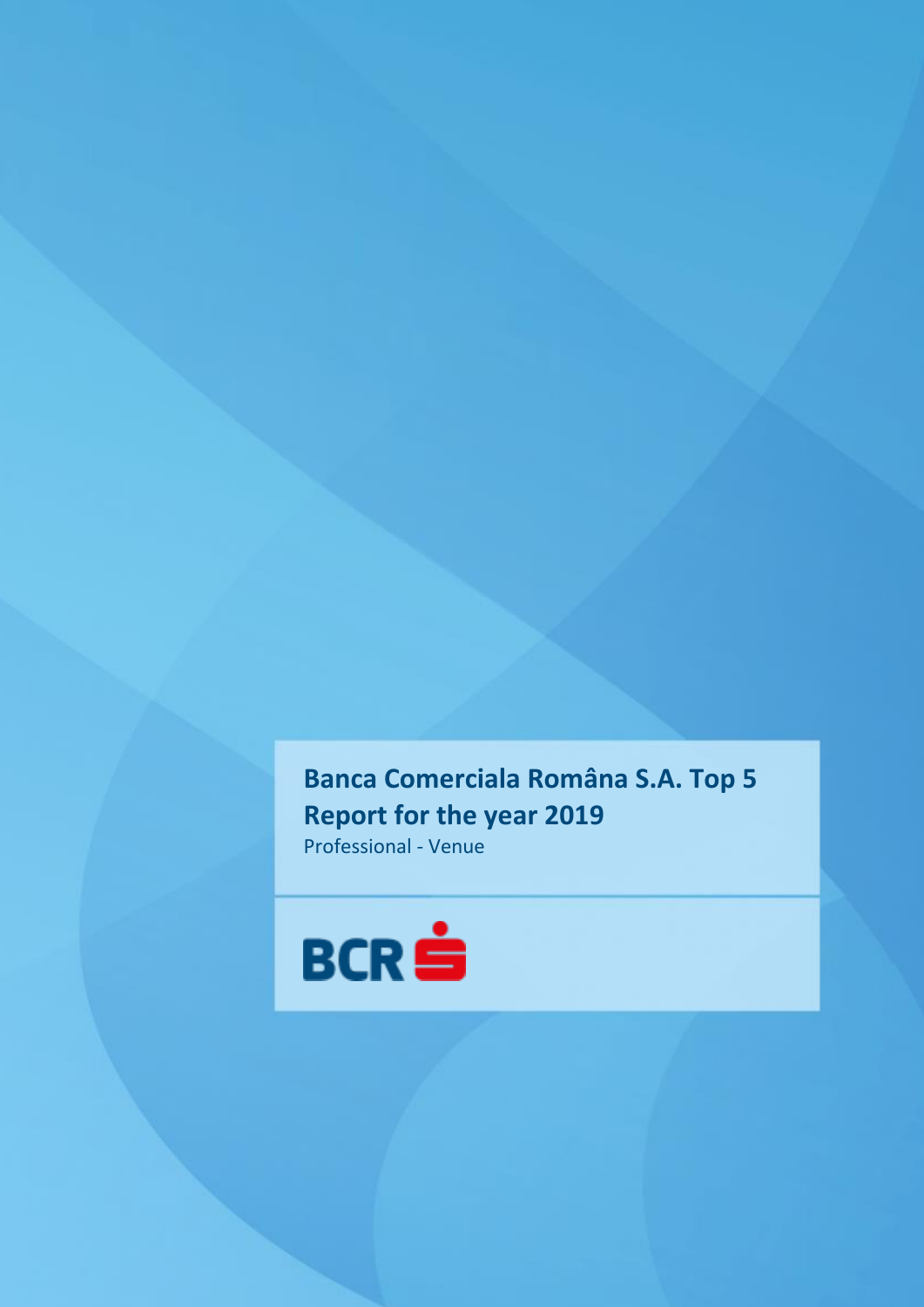# Banca Comerciala România S.A. Top 5 Report for the year 2019

Professional - Venue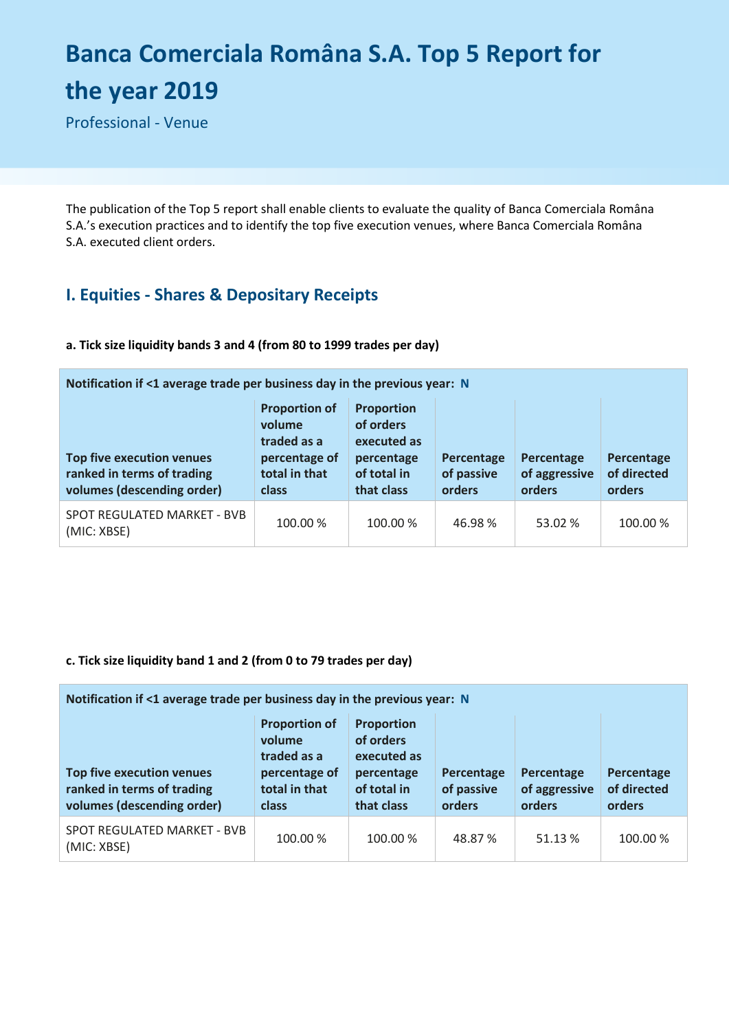# Banca Comerciala Română S.A. Top 5 Report for the year 2019

Professional - Venue

The publication of the Top 5 report shall enable clients to evaluate the quality of Banca Comerciala Română S.A.'s execution practices and to identify the top five execution venues, where Banca Comerciala Română S.A. executed client orders.

## I. Equities - Shares & Depositary Receipts

**a. Tick size liquidity bands 3 and 4 (from 80 to 1999 trades per day)**

| Notification if <1 average trade per business day in the previous year: N | | | | | |
|---|---|---|---|---|---|
| **Top five execution venues ranked in terms of trading volumes (descending order)** | **Proportion of volume traded as a percentage of total in that class** | **Proportion of orders executed as percentage of total in that class** | **Percentage of passive orders** | **Percentage of aggressive orders** | **Percentage of directed orders** |
| SPOT REGULATED MARKET - BVB (MIC: XBSE) | 100.00 % | 100.00 % | 46.98 % | 53.02 % | 100.00 % |

**c. Tick size liquidity band 1 and 2 (from 0 to 79 trades per day)**

| Notification if <1 average trade per business day in the previous year: N | | | | | |
|---|---|---|---|---|---|
| **Top five execution venues ranked in terms of trading volumes (descending order)** | **Proportion of volume traded as a percentage of total in that class** | **Proportion of orders executed as percentage of total in that class** | **Percentage of passive orders** | **Percentage of aggressive orders** | **Percentage of directed orders** |
| SPOT REGULATED MARKET - BVB (MIC: XBSE) | 100.00 % | 100.00 % | 48.87 % | 51.13 % | 100.00 % |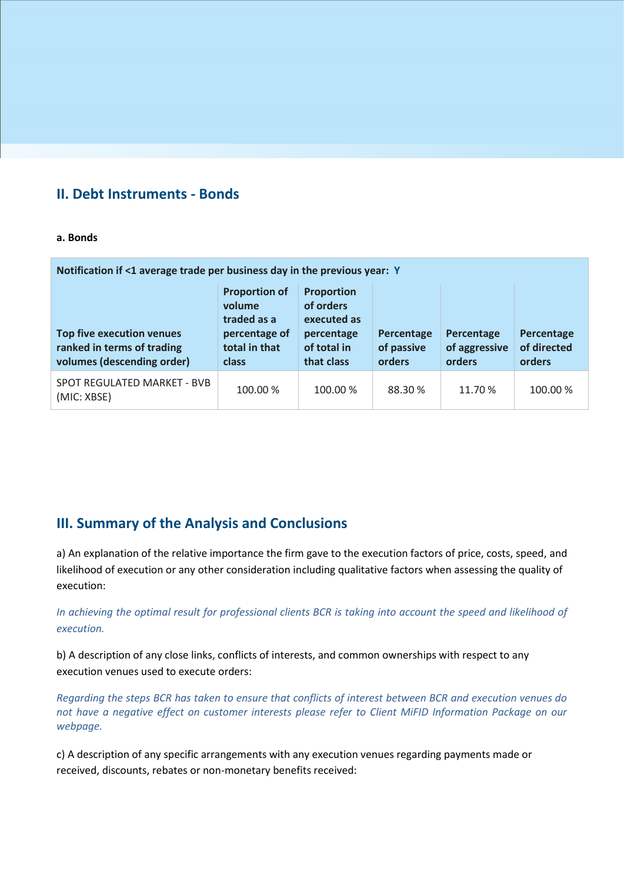## II. Debt Instruments - Bonds

**a. Bonds**

| Notification if <1 average trade per business day in the previous year: Y | | | | | |
|---|---|---|---|---|---|
| **Top five execution venues ranked in terms of trading volumes (descending order)** | **Proportion of volume traded as a percentage of total in that class** | **Proportion of orders executed as percentage of total in that class** | **Percentage of passive orders** | **Percentage of aggressive orders** | **Percentage of directed orders** |
| SPOT REGULATED MARKET - BVB (MIC: XBSE) | 100.00 % | 100.00 % | 88.30 % | 11.70 % | 100.00 % |

## III. Summary of the Analysis and Conclusions

a) An explanation of the relative importance the firm gave to the execution factors of price, costs, speed, and likelihood of execution or any other consideration including qualitative factors when assessing the quality of execution:

*In achieving the optimal result for professional clients BCR is taking into account the speed and likelihood of execution.*

b) A description of any close links, conflicts of interests, and common ownerships with respect to any execution venues used to execute orders:

*Regarding the steps BCR has taken to ensure that conflicts of interest between BCR and execution venues do not have a negative effect on customer interests please refer to Client MiFID Information Package on our webpage.*

c) A description of any specific arrangements with any execution venues regarding payments made or received, discounts, rebates or non-monetary benefits received: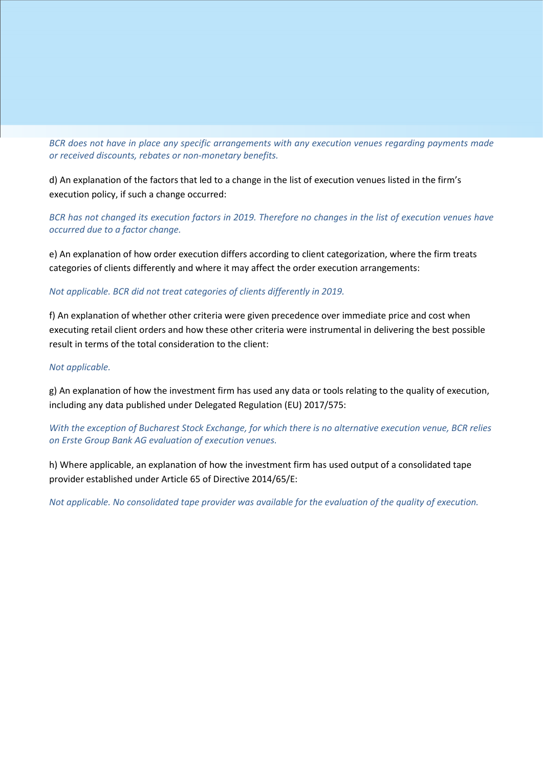*BCR does not have in place any specific arrangements with any execution venues regarding payments made or received discounts, rebates or non-monetary benefits.*

d) An explanation of the factors that led to a change in the list of execution venues listed in the firm's execution policy, if such a change occurred:

*BCR has not changed its execution factors in 2019. Therefore no changes in the list of execution venues have occurred due to a factor change.*

e) An explanation of how order execution differs according to client categorization, where the firm treats categories of clients differently and where it may affect the order execution arrangements:

*Not applicable. BCR did not treat categories of clients differently in 2019.*

f) An explanation of whether other criteria were given precedence over immediate price and cost when executing retail client orders and how these other criteria were instrumental in delivering the best possible result in terms of the total consideration to the client:

*Not applicable.*

g) An explanation of how the investment firm has used any data or tools relating to the quality of execution, including any data published under Delegated Regulation (EU) 2017/575:

*With the exception of Bucharest Stock Exchange, for which there is no alternative execution venue, BCR relies on Erste Group Bank AG evaluation of execution venues.*

h) Where applicable, an explanation of how the investment firm has used output of a consolidated tape provider established under Article 65 of Directive 2014/65/E:

*Not applicable. No consolidated tape provider was available for the evaluation of the quality of execution.*